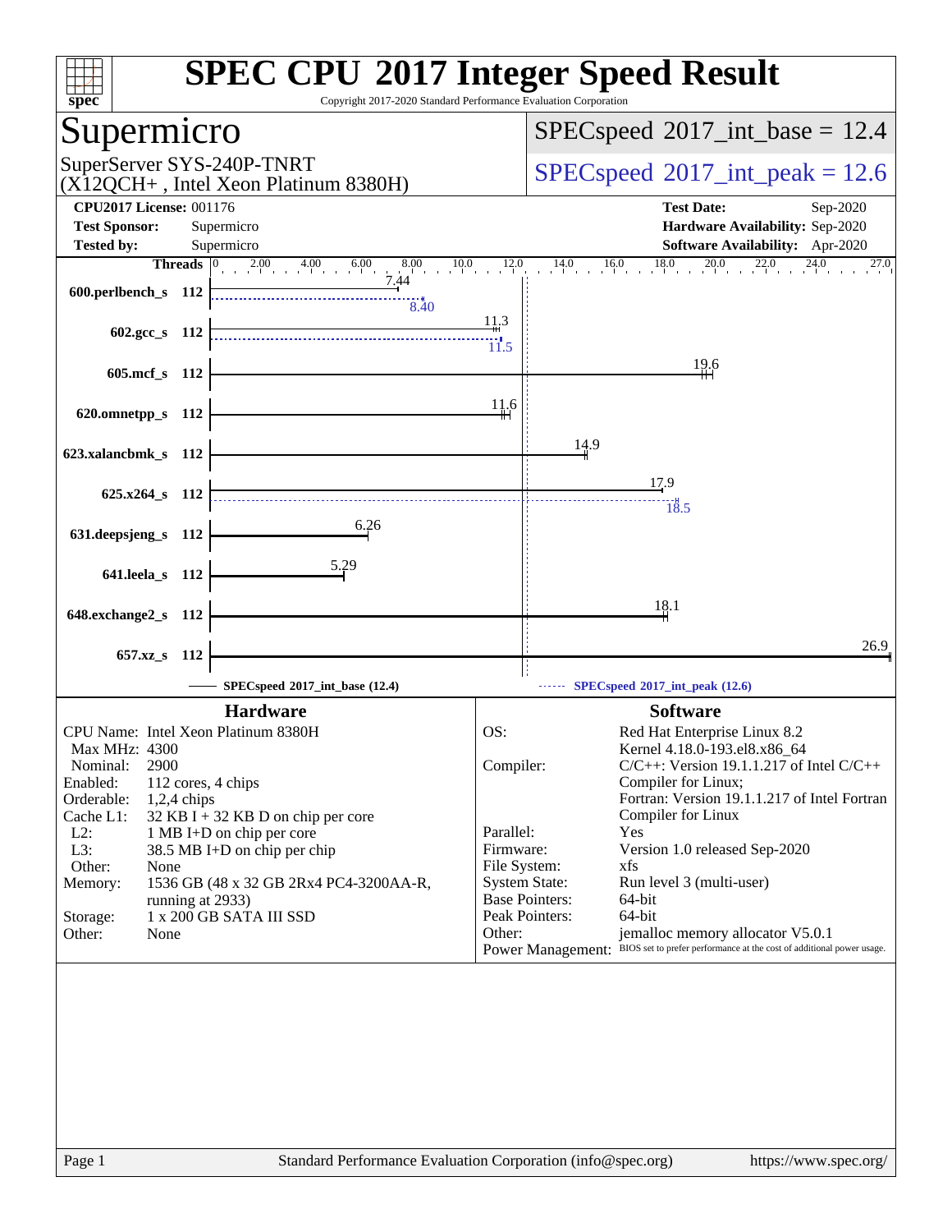# SPEC CPU 2017 Integer Speed Result

Copyright 2017-2020 Standard Performance Evaluation Corporation

## Supermicro

SuperServer SYS-240P-TNRT
(X12QCH+ , Intel Xeon Platinum 8380H)

SPECspeed 2017_int_base = 12.4

SPECspeed 2017_int_peak = 12.6

**CPU2017 License:** 001176
**Test Sponsor:** Supermicro
**Tested by:** Supermicro

**Test Date:** Sep-2020
**Hardware Availability:** Sep-2020
**Software Availability:** Apr-2020

| Benchmark | Threads | Base | Peak |
|---|---|---|---|
| 600.perlbench_s | 112 | 7.44 | 8.40 |
| 602.gcc_s | 112 | 11.3 | 11.5 |
| 605.mcf_s | 112 | 19.6 | |
| 620.omnetpp_s | 112 | 11.6 | |
| 623.xalancbmk_s | 112 | 14.9 | |
| 625.x264_s | 112 | 17.9 | 18.5 |
| 631.deepsjeng_s | 112 | 6.26 | |
| 641.leela_s | 112 | 5.29 | |
| 648.exchange2_s | 112 | 18.1 | |
| 657.xz_s | 112 | 26.9 | |

SPECspeed 2017_int_base (12.4) — SPECspeed 2017_int_peak (12.6)

### Hardware

| | |
|---|---|
| CPU Name: | Intel Xeon Platinum 8380H |
| Max MHz: | 4300 |
| Nominal: | 2900 |
| Enabled: | 112 cores, 4 chips |
| Orderable: | 1,2,4 chips |
| Cache L1: | 32 KB I + 32 KB D on chip per core |
| L2: | 1 MB I+D on chip per core |
| L3: | 38.5 MB I+D on chip per chip |
| Other: | None |
| Memory: | 1536 GB (48 x 32 GB 2Rx4 PC4-3200AA-R, running at 2933) |
| Storage: | 1 x 200 GB SATA III SSD |
| Other: | None |

### Software

| | |
|---|---|
| OS: | Red Hat Enterprise Linux 8.2 Kernel 4.18.0-193.el8.x86_64 |
| Compiler: | C/C++: Version 19.1.1.217 of Intel C/C++ Compiler for Linux; Fortran: Version 19.1.1.217 of Intel Fortran Compiler for Linux |
| Parallel: | Yes |
| Firmware: | Version 1.0 released Sep-2020 |
| File System: | xfs |
| System State: | Run level 3 (multi-user) |
| Base Pointers: | 64-bit |
| Peak Pointers: | 64-bit |
| Other: | jemalloc memory allocator V5.0.1 |
| Power Management: | BIOS set to prefer performance at the cost of additional power usage. |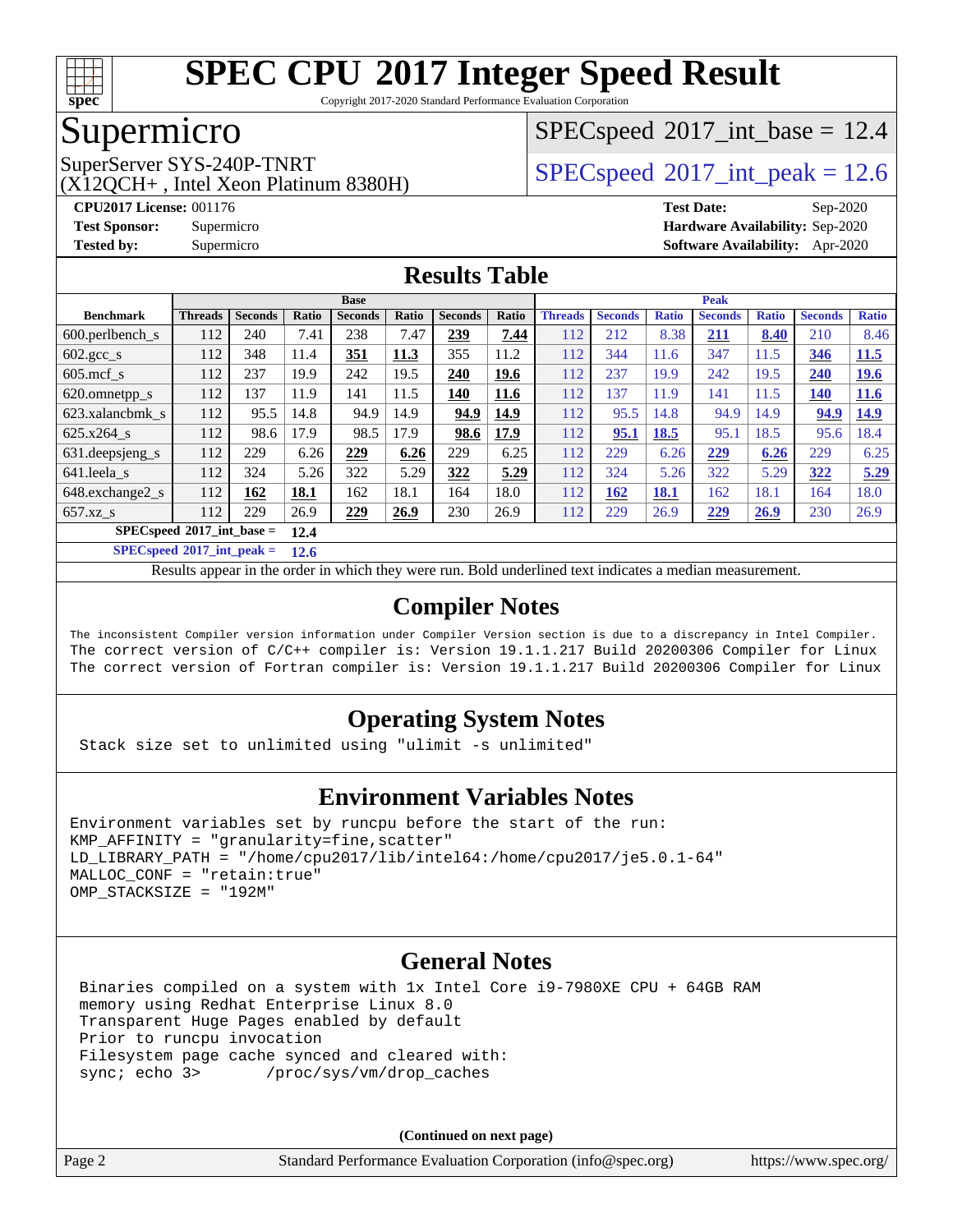# SPEC CPU 2017 Integer Speed Result

Copyright 2017-2020 Standard Performance Evaluation Corporation

## Supermicro

SuperServer SYS-240P-TNRT
(X12QCH+ , Intel Xeon Platinum 8380H)

SPECspeed 2017_int_base = 12.4

SPECspeed 2017_int_peak = 12.6

**CPU2017 License:** 001176
**Test Sponsor:** Supermicro
**Tested by:** Supermicro

**Test Date:** Sep-2020
**Hardware Availability:** Sep-2020
**Software Availability:** Apr-2020

## Results Table

| Benchmark | Base | | | | | | | Peak | | | | | | |
|---|---|---|---|---|---|---|---|---|---|---|---|---|---|---|
| | Threads | Seconds | Ratio | Seconds | Ratio | Seconds | Ratio | Threads | Seconds | Ratio | Seconds | Ratio | Seconds | Ratio |
| 600.perlbench_s | 112 | 240 | 7.41 | 238 | 7.47 | **239** | **7.44** | 112 | 212 | 8.38 | **211** | **8.40** | 210 | 8.46 |
| 602.gcc_s | 112 | 348 | 11.4 | **351** | **11.3** | 355 | 11.2 | 112 | 344 | 11.6 | 347 | 11.5 | **346** | **11.5** |
| 605.mcf_s | 112 | 237 | 19.9 | 242 | 19.5 | **240** | **19.6** | 112 | 237 | 19.9 | 242 | 19.5 | **240** | **19.6** |
| 620.omnetpp_s | 112 | 137 | 11.9 | 141 | 11.5 | **140** | **11.6** | 112 | 137 | 11.9 | 141 | 11.5 | **140** | **11.6** |
| 623.xalancbmk_s | 112 | 95.5 | 14.8 | 94.9 | 14.9 | **94.9** | **14.9** | 112 | 95.5 | 14.8 | 94.9 | 14.9 | **94.9** | **14.9** |
| 625.x264_s | 112 | 98.6 | 17.9 | 98.5 | 17.9 | **98.6** | **17.9** | 112 | **95.1** | **18.5** | 95.1 | 18.5 | 95.6 | 18.4 |
| 631.deepsjeng_s | 112 | 229 | 6.26 | **229** | **6.26** | 229 | 6.25 | 112 | 229 | 6.26 | **229** | **6.26** | 229 | 6.25 |
| 641.leela_s | 112 | 324 | 5.26 | 322 | 5.29 | **322** | **5.29** | 112 | 324 | 5.26 | 322 | 5.29 | **322** | **5.29** |
| 648.exchange2_s | 112 | **162** | **18.1** | 162 | 18.1 | 164 | 18.0 | 112 | **162** | **18.1** | 162 | 18.1 | 164 | 18.0 |
| 657.xz_s | 112 | 229 | 26.9 | **229** | **26.9** | 230 | 26.9 | 112 | 229 | 26.9 | **229** | **26.9** | 230 | 26.9 |

**SPECspeed 2017_int_base = 12.4**

**SPECspeed 2017_int_peak = 12.6**

Results appear in the order in which they were run. Bold underlined text indicates a median measurement.

## Compiler Notes

```
The inconsistent Compiler version information under Compiler Version section is due to a discrepancy in Intel Compiler.
The correct version of C/C++ compiler is: Version 19.1.1.217 Build 20200306 Compiler for Linux
The correct version of Fortran compiler is: Version 19.1.1.217 Build 20200306 Compiler for Linux
```

## Operating System Notes

```
Stack size set to unlimited using "ulimit -s unlimited"
```

## Environment Variables Notes

```
Environment variables set by runcpu before the start of the run:
KMP_AFFINITY = "granularity=fine,scatter"
LD_LIBRARY_PATH = "/home/cpu2017/lib/intel64:/home/cpu2017/je5.0.1-64"
MALLOC_CONF = "retain:true"
OMP_STACKSIZE = "192M"
```

## General Notes

```
Binaries compiled on a system with 1x Intel Core i9-7980XE CPU + 64GB RAM
memory using Redhat Enterprise Linux 8.0
Transparent Huge Pages enabled by default
Prior to runcpu invocation
Filesystem page cache synced and cleared with:
sync; echo 3>       /proc/sys/vm/drop_caches
```

**(Continued on next page)**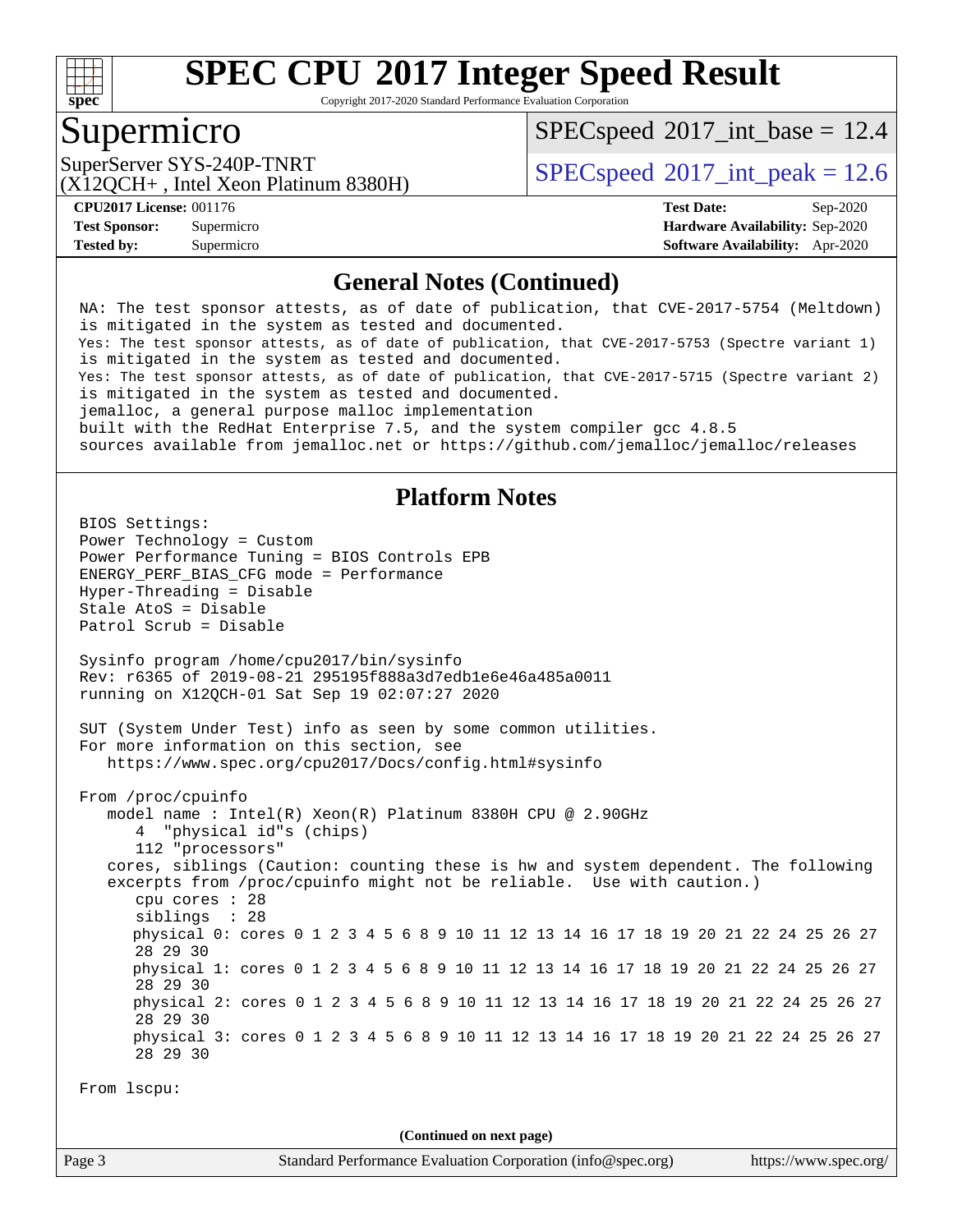## General Notes (Continued)

```
NA: The test sponsor attests, as of date of publication, that CVE-2017-5754 (Meltdown)
is mitigated in the system as tested and documented.
Yes: The test sponsor attests, as of date of publication, that CVE-2017-5753 (Spectre variant 1)
is mitigated in the system as tested and documented.
Yes: The test sponsor attests, as of date of publication, that CVE-2017-5715 (Spectre variant 2)
is mitigated in the system as tested and documented.
jemalloc, a general purpose malloc implementation
built with the RedHat Enterprise 7.5, and the system compiler gcc 4.8.5
sources available from jemalloc.net or https://github.com/jemalloc/jemalloc/releases
```

## Platform Notes

```
BIOS Settings:
Power Technology = Custom
Power Performance Tuning = BIOS Controls EPB
ENERGY_PERF_BIAS_CFG mode = Performance
Hyper-Threading = Disable
Stale AtoS = Disable
Patrol Scrub = Disable

Sysinfo program /home/cpu2017/bin/sysinfo
Rev: r6365 of 2019-08-21 295195f888a3d7edb1e6e46a485a0011
running on X12QCH-01 Sat Sep 19 02:07:27 2020

SUT (System Under Test) info as seen by some common utilities.
For more information on this section, see
   https://www.spec.org/cpu2017/Docs/config.html#sysinfo

From /proc/cpuinfo
   model name : Intel(R) Xeon(R) Platinum 8380H CPU @ 2.90GHz
      4  "physical id"s (chips)
      112 "processors"
   cores, siblings (Caution: counting these is hw and system dependent. The following
   excerpts from /proc/cpuinfo might not be reliable.  Use with caution.)
      cpu cores : 28
      siblings  : 28
      physical 0: cores 0 1 2 3 4 5 6 8 9 10 11 12 13 14 16 17 18 19 20 21 22 24 25 26 27
      28 29 30
      physical 1: cores 0 1 2 3 4 5 6 8 9 10 11 12 13 14 16 17 18 19 20 21 22 24 25 26 27
      28 29 30
      physical 2: cores 0 1 2 3 4 5 6 8 9 10 11 12 13 14 16 17 18 19 20 21 22 24 25 26 27
      28 29 30
      physical 3: cores 0 1 2 3 4 5 6 8 9 10 11 12 13 14 16 17 18 19 20 21 22 24 25 26 27
      28 29 30

From lscpu:
```

(Continued on next page)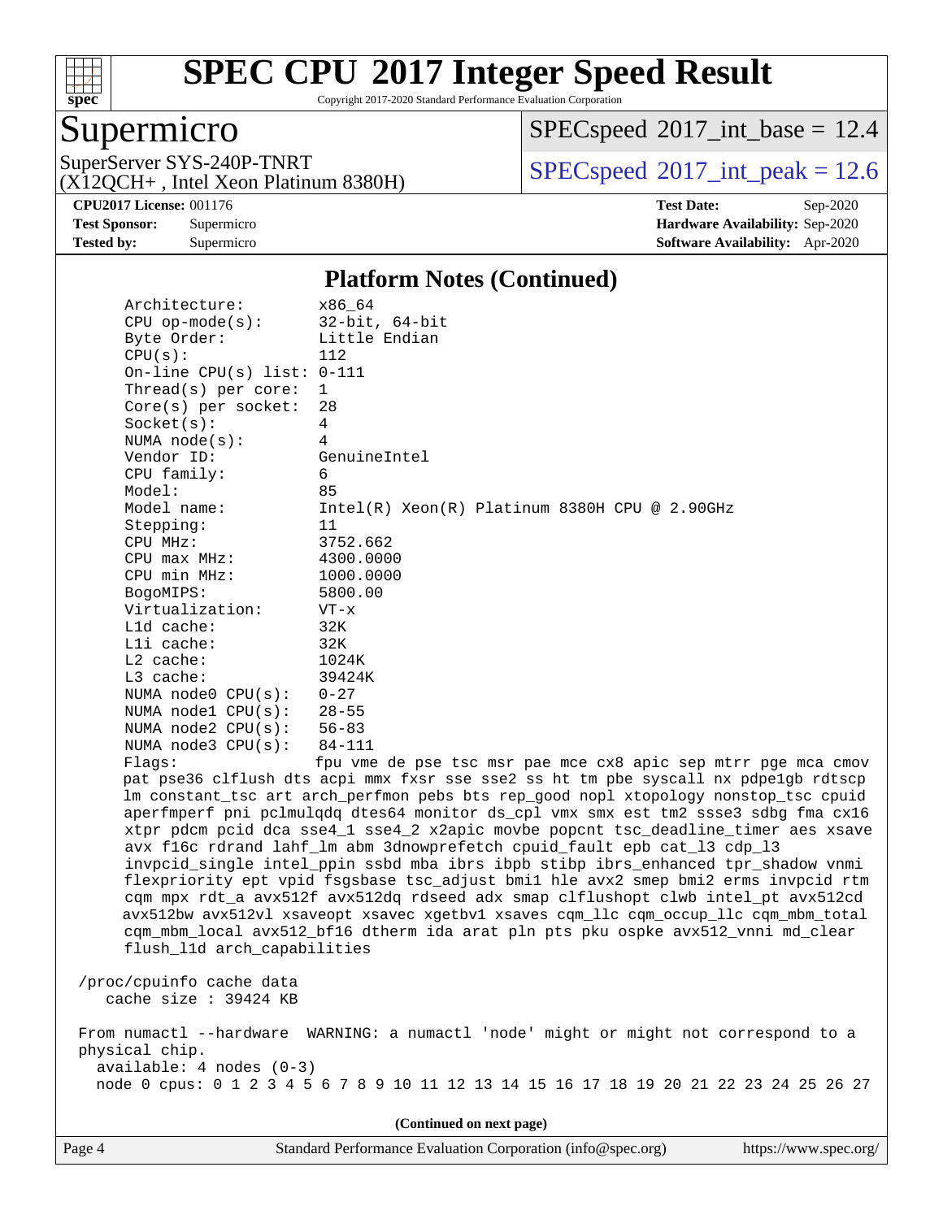# SPEC CPU 2017 Integer Speed Result

Copyright 2017-2020 Standard Performance Evaluation Corporation

## Supermicro

SuperServer SYS-240P-TNRT
(X12QCH+ , Intel Xeon Platinum 8380H)

SPECspeed 2017_int_base = 12.4

SPECspeed 2017_int_peak = 12.6

**CPU2017 License:** 001176
**Test Sponsor:** Supermicro
**Tested by:** Supermicro

**Test Date:** Sep-2020
**Hardware Availability:** Sep-2020
**Software Availability:** Apr-2020

### Platform Notes (Continued)

```
Architecture:          x86_64
CPU op-mode(s):        32-bit, 64-bit
Byte Order:            Little Endian
CPU(s):                112
On-line CPU(s) list: 0-111
Thread(s) per core:    1
Core(s) per socket:    28
Socket(s):             4
NUMA node(s):          4
Vendor ID:             GenuineIntel
CPU family:            6
Model:                 85
Model name:            Intel(R) Xeon(R) Platinum 8380H CPU @ 2.90GHz
Stepping:              11
CPU MHz:               3752.662
CPU max MHz:           4300.0000
CPU min MHz:           1000.0000
BogoMIPS:              5800.00
Virtualization:        VT-x
L1d cache:             32K
L1i cache:             32K
L2 cache:              1024K
L3 cache:              39424K
NUMA node0 CPU(s):     0-27
NUMA node1 CPU(s):     28-55
NUMA node2 CPU(s):     56-83
NUMA node3 CPU(s):     84-111
Flags:                 fpu vme de pse tsc msr pae mce cx8 apic sep mtrr pge mca cmov
pat pse36 clflush dts acpi mmx fxsr sse sse2 ss ht tm pbe syscall nx pdpe1gb rdtscp
lm constant_tsc art arch_perfmon pebs bts rep_good nopl xtopology nonstop_tsc cpuid
aperfmperf pni pclmulqdq dtes64 monitor ds_cpl vmx smx est tm2 ssse3 sdbg fma cx16
xtpr pdcm pcid dca sse4_1 sse4_2 x2apic movbe popcnt tsc_deadline_timer aes xsave
avx f16c rdrand lahf_lm abm 3dnowprefetch cpuid_fault epb cat_l3 cdp_l3
invpcid_single intel_ppin ssbd mba ibrs ibpb stibp ibrs_enhanced tpr_shadow vnmi
flexpriority ept vpid fsgsbase tsc_adjust bmi1 hle avx2 smep bmi2 erms invpcid rtm
cqm mpx rdt_a avx512f avx512dq rdseed adx smap clflushopt clwb intel_pt avx512cd
avx512bw avx512vl xsaveopt xsavec xgetbv1 xsaves cqm_llc cqm_occup_llc cqm_mbm_total
cqm_mbm_local avx512_bf16 dtherm ida arat pln pts pku ospke avx512_vnni md_clear
flush_l1d arch_capabilities

/proc/cpuinfo cache data
   cache size : 39424 KB

From numactl --hardware  WARNING: a numactl 'node' might or might not correspond to a
physical chip.
  available: 4 nodes (0-3)
  node 0 cpus: 0 1 2 3 4 5 6 7 8 9 10 11 12 13 14 15 16 17 18 19 20 21 22 23 24 25 26 27
```

(Continued on next page)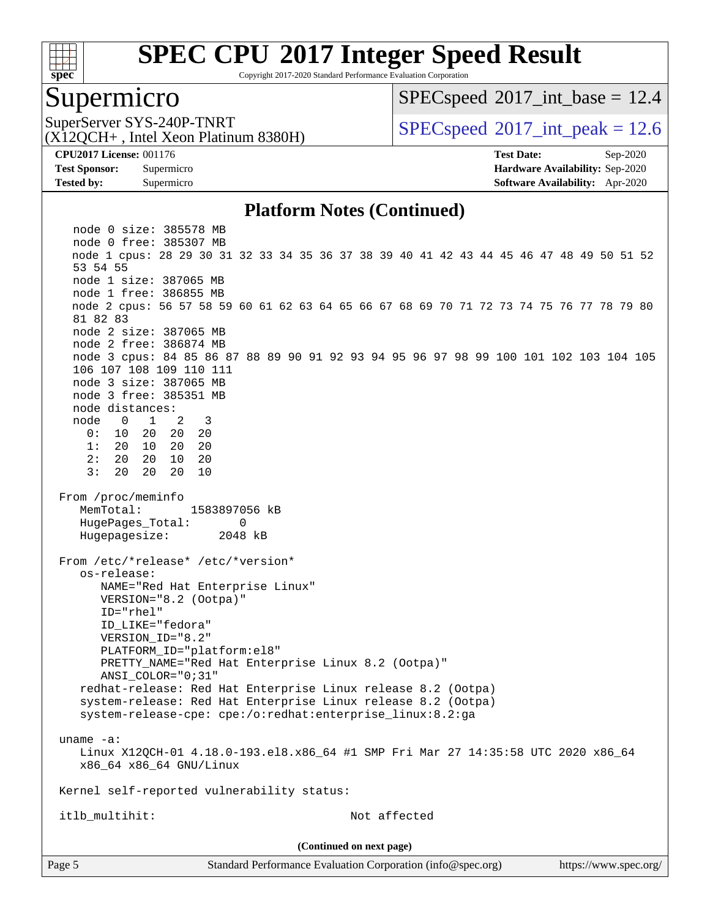# SPEC CPU 2017 Integer Speed Result

Copyright 2017-2020 Standard Performance Evaluation Corporation

## Supermicro

SuperServer SYS-240P-TNRT
(X12QCH+ , Intel Xeon Platinum 8380H)

SPECspeed 2017_int_base = 12.4

SPECspeed 2017_int_peak = 12.6

**CPU2017 License:** 001176
**Test Sponsor:** Supermicro
**Tested by:** Supermicro

**Test Date:** Sep-2020
**Hardware Availability:** Sep-2020
**Software Availability:** Apr-2020

### Platform Notes (Continued)

```
   node 0 size: 385578 MB
   node 0 free: 385307 MB
   node 1 cpus: 28 29 30 31 32 33 34 35 36 37 38 39 40 41 42 43 44 45 46 47 48 49 50 51 52
   53 54 55
   node 1 size: 387065 MB
   node 1 free: 386855 MB
   node 2 cpus: 56 57 58 59 60 61 62 63 64 65 66 67 68 69 70 71 72 73 74 75 76 77 78 79 80
   81 82 83
   node 2 size: 387065 MB
   node 2 free: 386874 MB
   node 3 cpus: 84 85 86 87 88 89 90 91 92 93 94 95 96 97 98 99 100 101 102 103 104 105
   106 107 108 109 110 111
   node 3 size: 387065 MB
   node 3 free: 385351 MB
   node distances:
   node   0   1   2   3
     0:  10  20  20  20
     1:  20  10  20  20
     2:  20  20  10  20
     3:  20  20  20  10

 From /proc/meminfo
    MemTotal:       1583897056 kB
    HugePages_Total:       0
    Hugepagesize:       2048 kB

 From /etc/*release* /etc/*version*
    os-release:
       NAME="Red Hat Enterprise Linux"
       VERSION="8.2 (Ootpa)"
       ID="rhel"
       ID_LIKE="fedora"
       VERSION_ID="8.2"
       PLATFORM_ID="platform:el8"
       PRETTY_NAME="Red Hat Enterprise Linux 8.2 (Ootpa)"
       ANSI_COLOR="0;31"
    redhat-release: Red Hat Enterprise Linux release 8.2 (Ootpa)
    system-release: Red Hat Enterprise Linux release 8.2 (Ootpa)
    system-release-cpe: cpe:/o:redhat:enterprise_linux:8.2:ga

 uname -a:
    Linux X12QCH-01 4.18.0-193.el8.x86_64 #1 SMP Fri Mar 27 14:35:58 UTC 2020 x86_64
    x86_64 x86_64 GNU/Linux

 Kernel self-reported vulnerability status:

 itlb_multihit:                                        Not affected
```

**(Continued on next page)**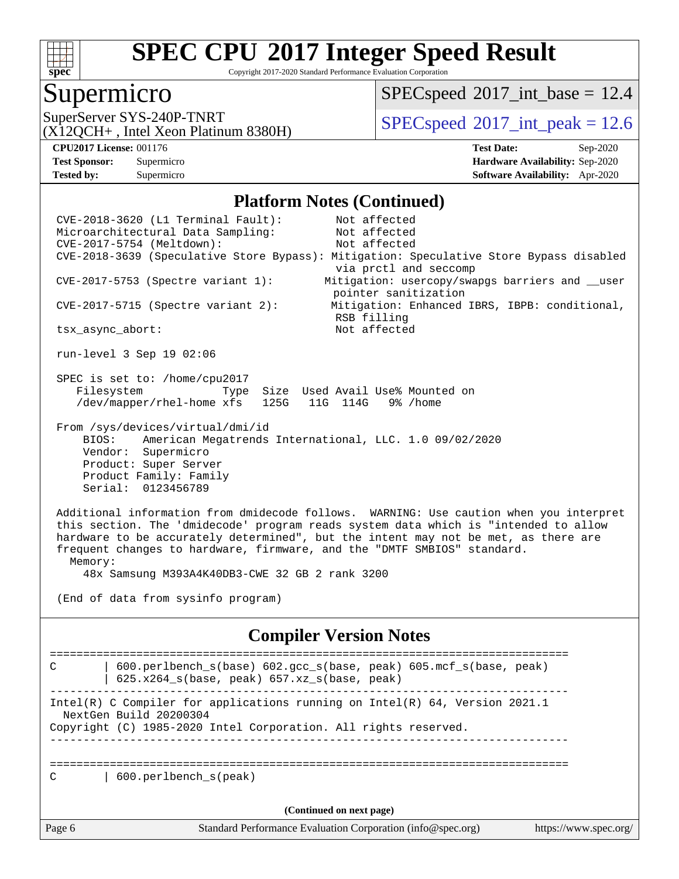# SPEC CPU 2017 Integer Speed Result

Copyright 2017-2020 Standard Performance Evaluation Corporation

## Supermicro

SuperServer SYS-240P-TNRT
(X12QCH+ , Intel Xeon Platinum 8380H)

SPECspeed 2017_int_base = 12.4

SPECspeed 2017_int_peak = 12.6

**CPU2017 License:** 001176
**Test Sponsor:** Supermicro
**Tested by:** Supermicro

**Test Date:** Sep-2020
**Hardware Availability:** Sep-2020
**Software Availability:** Apr-2020

### Platform Notes (Continued)

```
CVE-2018-3620 (L1 Terminal Fault):          Not affected
Microarchitectural Data Sampling:           Not affected
CVE-2017-5754 (Meltdown):                   Not affected
CVE-2018-3639 (Speculative Store Bypass): Mitigation: Speculative Store Bypass disabled
                                            via prctl and seccomp
CVE-2017-5753 (Spectre variant 1):        Mitigation: usercopy/swapgs barriers and __user
                                            pointer sanitization
CVE-2017-5715 (Spectre variant 2):         Mitigation: Enhanced IBRS, IBPB: conditional,
                                            RSB filling
tsx_async_abort:                            Not affected

run-level 3 Sep 19 02:06

SPEC is set to: /home/cpu2017
   Filesystem             Type  Size  Used Avail Use% Mounted on
   /dev/mapper/rhel-home xfs    125G   11G  114G   9% /home

From /sys/devices/virtual/dmi/id
    BIOS:    American Megatrends International, LLC. 1.0 09/02/2020
    Vendor:  Supermicro
    Product: Super Server
    Product Family: Family
    Serial:  0123456789

Additional information from dmidecode follows.  WARNING: Use caution when you interpret
this section. The 'dmidecode' program reads system data which is "intended to allow
hardware to be accurately determined", but the intent may not be met, as there are
frequent changes to hardware, firmware, and the "DMTF SMBIOS" standard.
  Memory:
    48x Samsung M393A4K40DB3-CWE 32 GB 2 rank 3200

(End of data from sysinfo program)
```

### Compiler Version Notes

```
==============================================================================
C       | 600.perlbench_s(base) 602.gcc_s(base, peak) 605.mcf_s(base, peak)
        | 625.x264_s(base, peak) 657.xz_s(base, peak)
------------------------------------------------------------------------------
Intel(R) C Compiler for applications running on Intel(R) 64, Version 2021.1
  NextGen Build 20200304
Copyright (C) 1985-2020 Intel Corporation. All rights reserved.
------------------------------------------------------------------------------

==============================================================================
C       | 600.perlbench_s(peak)
```

(Continued on next page)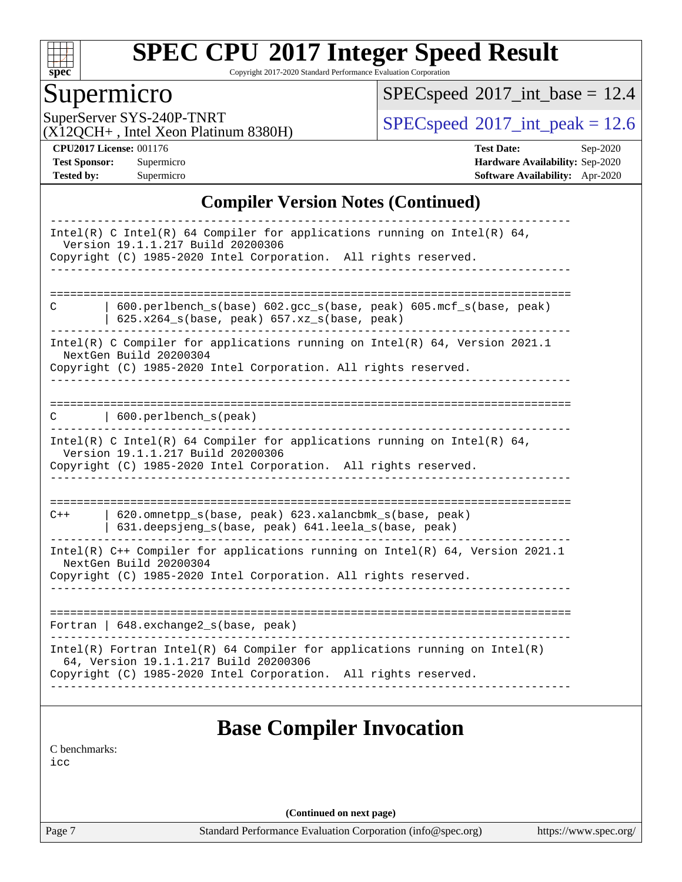# SPEC CPU 2017 Integer Speed Result

Copyright 2017-2020 Standard Performance Evaluation Corporation

## Supermicro

SuperServer SYS-240P-TNRT
(X12QCH+ , Intel Xeon Platinum 8380H)

SPECspeed 2017_int_base = 12.4

SPECspeed 2017_int_peak = 12.6

**CPU2017 License:** 001176
**Test Sponsor:** Supermicro
**Tested by:** Supermicro

**Test Date:** Sep-2020
**Hardware Availability:** Sep-2020
**Software Availability:** Apr-2020

## Compiler Version Notes (Continued)

```
------------------------------------------------------------------------------
Intel(R) C Intel(R) 64 Compiler for applications running on Intel(R) 64,
  Version 19.1.1.217 Build 20200306
Copyright (C) 1985-2020 Intel Corporation.  All rights reserved.
------------------------------------------------------------------------------

==============================================================================
C       | 600.perlbench_s(base) 602.gcc_s(base, peak) 605.mcf_s(base, peak)
        | 625.x264_s(base, peak) 657.xz_s(base, peak)
------------------------------------------------------------------------------
Intel(R) C Compiler for applications running on Intel(R) 64, Version 2021.1
  NextGen Build 20200304
Copyright (C) 1985-2020 Intel Corporation. All rights reserved.
------------------------------------------------------------------------------

==============================================================================
C       | 600.perlbench_s(peak)
------------------------------------------------------------------------------
Intel(R) C Intel(R) 64 Compiler for applications running on Intel(R) 64,
  Version 19.1.1.217 Build 20200306
Copyright (C) 1985-2020 Intel Corporation.  All rights reserved.
------------------------------------------------------------------------------

==============================================================================
C++     | 620.omnetpp_s(base, peak) 623.xalancbmk_s(base, peak)
        | 631.deepsjeng_s(base, peak) 641.leela_s(base, peak)
------------------------------------------------------------------------------
Intel(R) C++ Compiler for applications running on Intel(R) 64, Version 2021.1
  NextGen Build 20200304
Copyright (C) 1985-2020 Intel Corporation. All rights reserved.
------------------------------------------------------------------------------

==============================================================================
Fortran | 648.exchange2_s(base, peak)
------------------------------------------------------------------------------
Intel(R) Fortran Intel(R) 64 Compiler for applications running on Intel(R)
  64, Version 19.1.1.217 Build 20200306
Copyright (C) 1985-2020 Intel Corporation.  All rights reserved.
------------------------------------------------------------------------------
```

## Base Compiler Invocation

C benchmarks:
icc

**(Continued on next page)**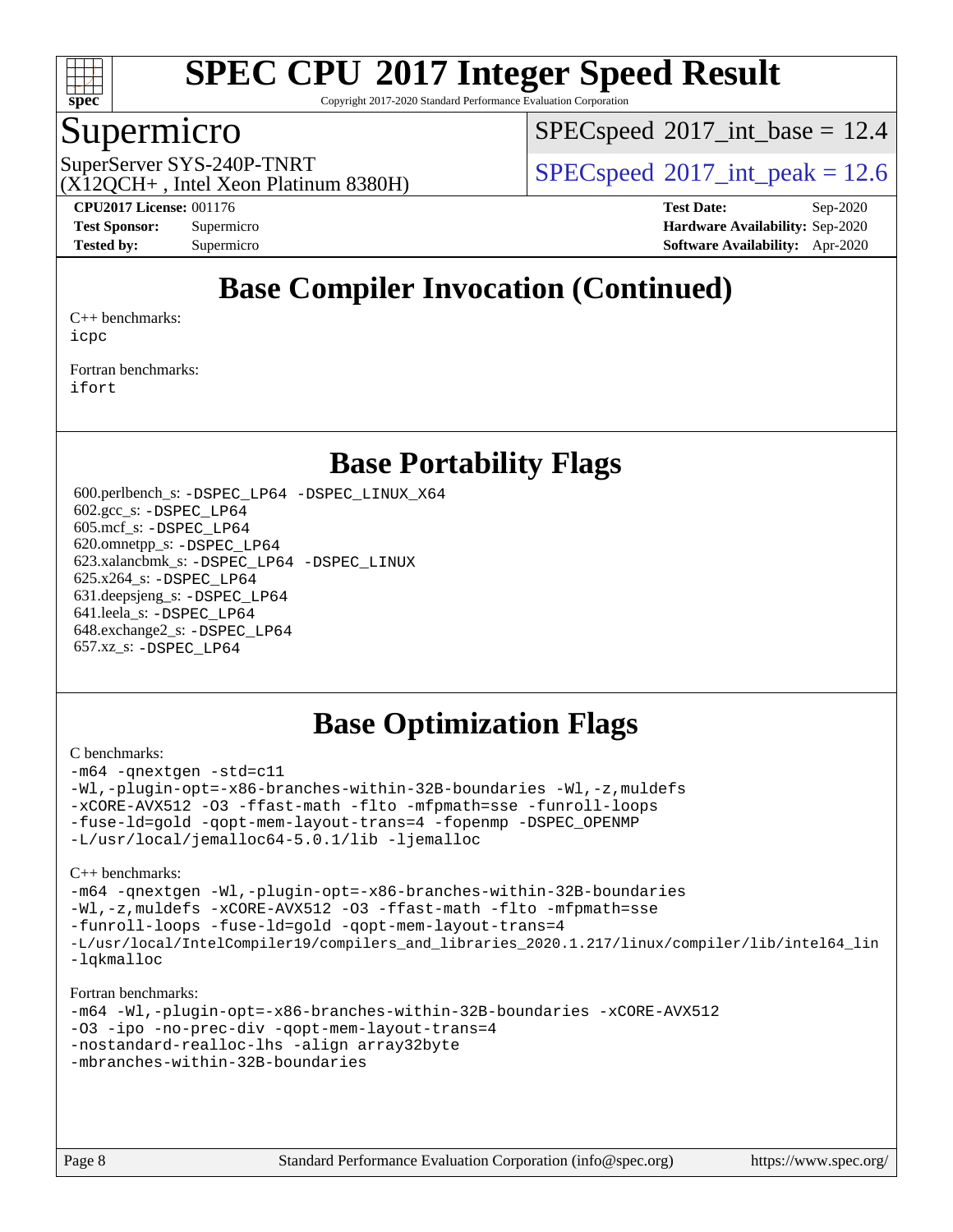# SPEC CPU 2017 Integer Speed Result

Copyright 2017-2020 Standard Performance Evaluation Corporation

## Supermicro

SuperServer SYS-240P-TNRT
(X12QCH+ , Intel Xeon Platinum 8380H)

SPECspeed 2017_int_base = 12.4

SPECspeed 2017_int_peak = 12.6

**CPU2017 License:** 001176
**Test Sponsor:** Supermicro
**Tested by:** Supermicro

**Test Date:** Sep-2020
**Hardware Availability:** Sep-2020
**Software Availability:** Apr-2020

## Base Compiler Invocation (Continued)

C++ benchmarks:
```
icpc
```

Fortran benchmarks:
```
ifort
```

## Base Portability Flags

600.perlbench_s: `-DSPEC_LP64 -DSPEC_LINUX_X64`
602.gcc_s: `-DSPEC_LP64`
605.mcf_s: `-DSPEC_LP64`
620.omnetpp_s: `-DSPEC_LP64`
623.xalancbmk_s: `-DSPEC_LP64 -DSPEC_LINUX`
625.x264_s: `-DSPEC_LP64`
631.deepsjeng_s: `-DSPEC_LP64`
641.leela_s: `-DSPEC_LP64`
648.exchange2_s: `-DSPEC_LP64`
657.xz_s: `-DSPEC_LP64`

## Base Optimization Flags

C benchmarks:
```
-m64 -qnextgen -std=c11
-Wl,-plugin-opt=-x86-branches-within-32B-boundaries -Wl,-z,muldefs
-xCORE-AVX512 -O3 -ffast-math -flto -mfpmath=sse -funroll-loops
-fuse-ld=gold -qopt-mem-layout-trans=4 -fopenmp -DSPEC_OPENMP
-L/usr/local/jemalloc64-5.0.1/lib -ljemalloc
```

C++ benchmarks:
```
-m64 -qnextgen -Wl,-plugin-opt=-x86-branches-within-32B-boundaries
-Wl,-z,muldefs -xCORE-AVX512 -O3 -ffast-math -flto -mfpmath=sse
-funroll-loops -fuse-ld=gold -qopt-mem-layout-trans=4
-L/usr/local/IntelCompiler19/compilers_and_libraries_2020.1.217/linux/compiler/lib/intel64_lin
-lqkmalloc
```

Fortran benchmarks:
```
-m64 -Wl,-plugin-opt=-x86-branches-within-32B-boundaries -xCORE-AVX512
-O3 -ipo -no-prec-div -qopt-mem-layout-trans=4
-nostandard-realloc-lhs -align array32byte
-mbranches-within-32B-boundaries
```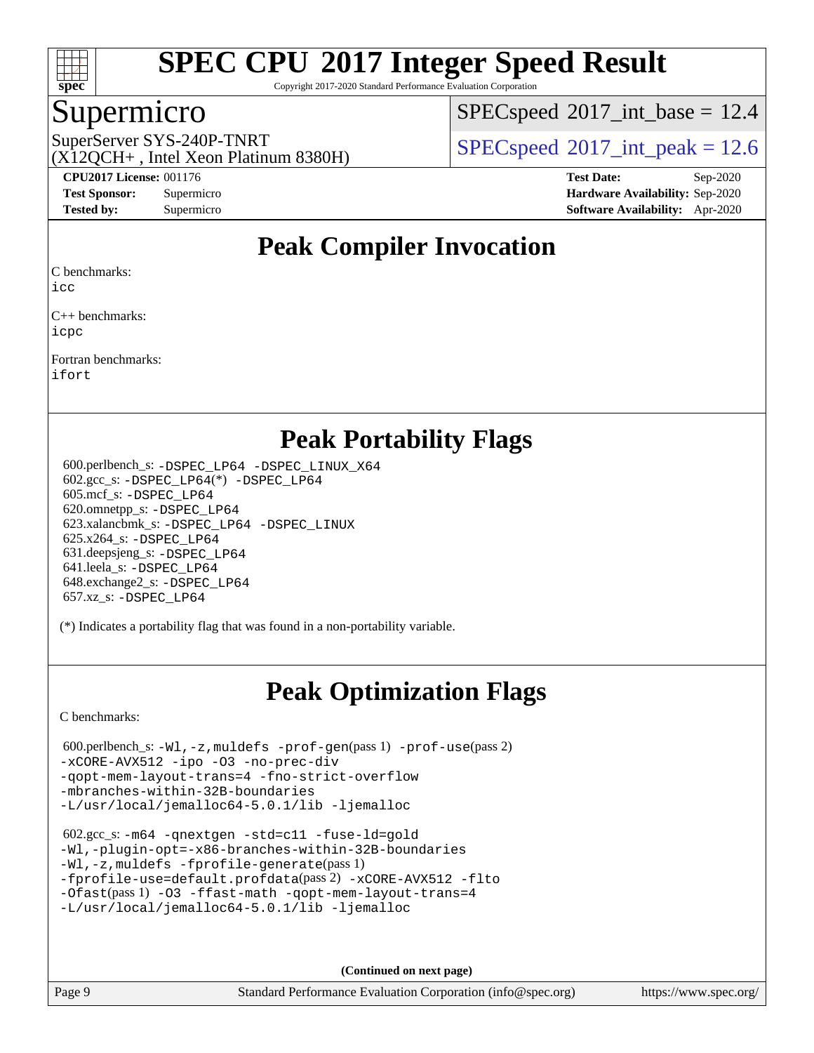# SPEC CPU 2017 Integer Speed Result

Copyright 2017-2020 Standard Performance Evaluation Corporation

## Supermicro

SuperServer SYS-240P-TNRT
(X12QCH+ , Intel Xeon Platinum 8380H)

SPECspeed 2017_int_base = 12.4

SPECspeed 2017_int_peak = 12.6

**CPU2017 License:** 001176
**Test Sponsor:** Supermicro
**Tested by:** Supermicro

**Test Date:** Sep-2020
**Hardware Availability:** Sep-2020
**Software Availability:** Apr-2020

## Peak Compiler Invocation

C benchmarks:
icc

C++ benchmarks:
icpc

Fortran benchmarks:
ifort

## Peak Portability Flags

600.perlbench_s: -DSPEC_LP64 -DSPEC_LINUX_X64
602.gcc_s: -DSPEC_LP64(*) -DSPEC_LP64
605.mcf_s: -DSPEC_LP64
620.omnetpp_s: -DSPEC_LP64
623.xalancbmk_s: -DSPEC_LP64 -DSPEC_LINUX
625.x264_s: -DSPEC_LP64
631.deepsjeng_s: -DSPEC_LP64
641.leela_s: -DSPEC_LP64
648.exchange2_s: -DSPEC_LP64
657.xz_s: -DSPEC_LP64

(*) Indicates a portability flag that was found in a non-portability variable.

## Peak Optimization Flags

C benchmarks:

600.perlbench_s: -Wl,-z,muldefs -prof-gen(pass 1) -prof-use(pass 2)
-xCORE-AVX512 -ipo -O3 -no-prec-div
-qopt-mem-layout-trans=4 -fno-strict-overflow
-mbranches-within-32B-boundaries
-L/usr/local/jemalloc64-5.0.1/lib -ljemalloc

602.gcc_s: -m64 -qnextgen -std=c11 -fuse-ld=gold
-Wl,-plugin-opt=-x86-branches-within-32B-boundaries
-Wl,-z,muldefs -fprofile-generate(pass 1)
-fprofile-use=default.profdata(pass 2) -xCORE-AVX512 -flto
-Ofast(pass 1) -O3 -ffast-math -qopt-mem-layout-trans=4
-L/usr/local/jemalloc64-5.0.1/lib -ljemalloc

**(Continued on next page)**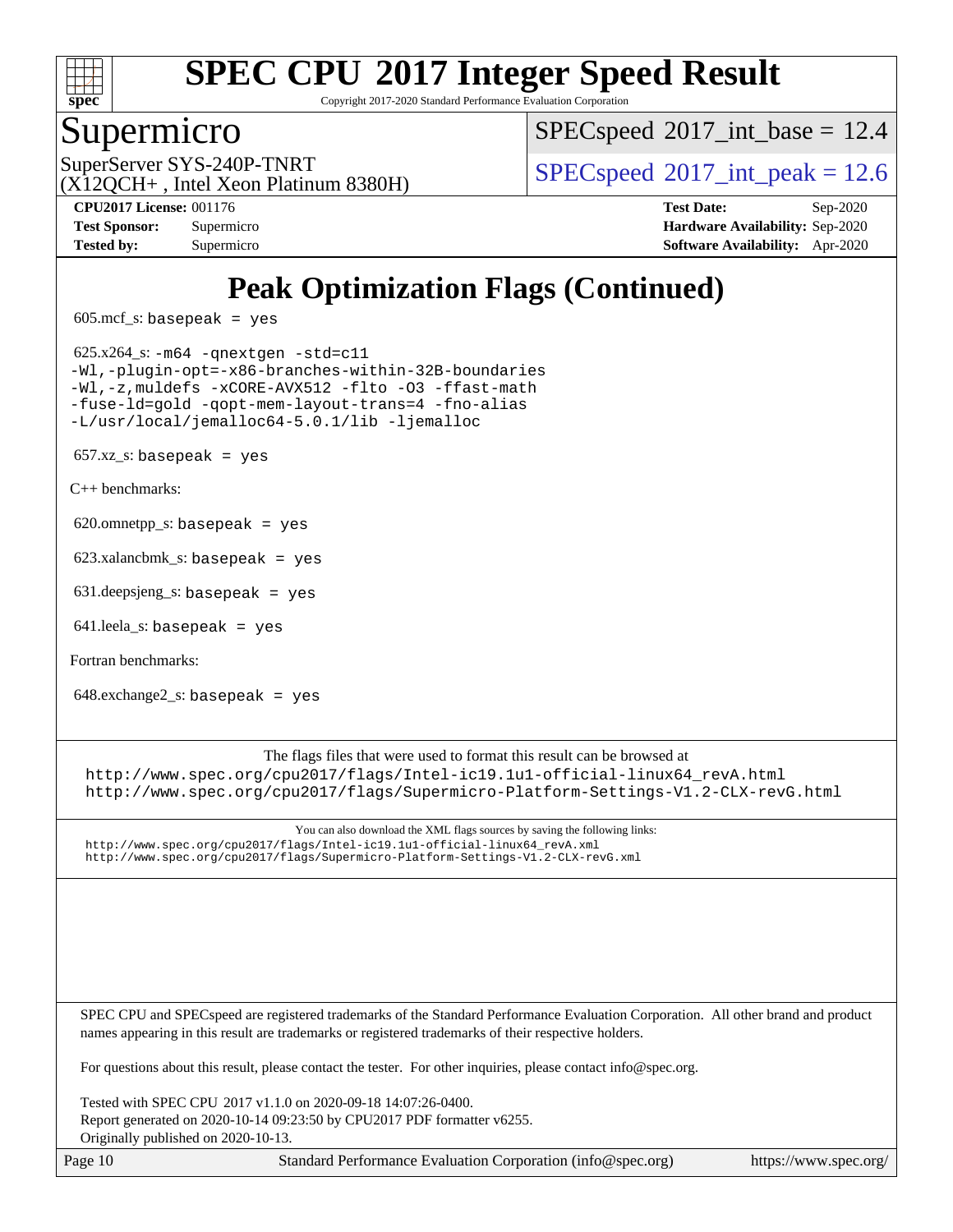# Peak Optimization Flags (Continued)

605.mcf_s: basepeak = yes

625.x264_s: -m64 -qnextgen -std=c11
-Wl,-plugin-opt=-x86-branches-within-32B-boundaries
-Wl,-z,muldefs -xCORE-AVX512 -flto -O3 -ffast-math
-fuse-ld=gold -qopt-mem-layout-trans=4 -fno-alias
-L/usr/local/jemalloc64-5.0.1/lib -ljemalloc

657.xz_s: basepeak = yes

C++ benchmarks:

620.omnetpp_s: basepeak = yes

623.xalancbmk_s: basepeak = yes

631.deepsjeng_s: basepeak = yes

641.leela_s: basepeak = yes

Fortran benchmarks:

648.exchange2_s: basepeak = yes

The flags files that were used to format this result can be browsed at
http://www.spec.org/cpu2017/flags/Intel-ic19.1u1-official-linux64_revA.html
http://www.spec.org/cpu2017/flags/Supermicro-Platform-Settings-V1.2-CLX-revG.html

You can also download the XML flags sources by saving the following links:
http://www.spec.org/cpu2017/flags/Intel-ic19.1u1-official-linux64_revA.xml
http://www.spec.org/cpu2017/flags/Supermicro-Platform-Settings-V1.2-CLX-revG.xml

SPEC CPU and SPECspeed are registered trademarks of the Standard Performance Evaluation Corporation. All other brand and product names appearing in this result are trademarks or registered trademarks of their respective holders.

For questions about this result, please contact the tester. For other inquiries, please contact info@spec.org.

Tested with SPEC CPU 2017 v1.1.0 on 2020-09-18 14:07:26-0400.
Report generated on 2020-10-14 09:23:50 by CPU2017 PDF formatter v6255.
Originally published on 2020-10-13.